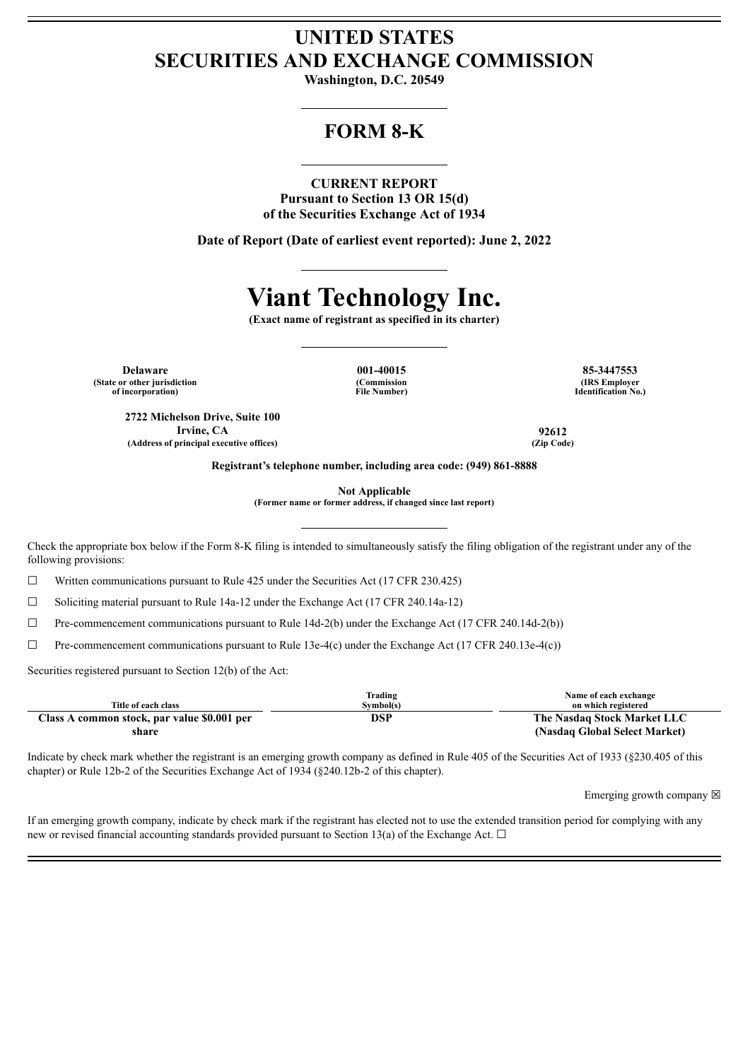# UNITED STATES
# SECURITIES AND EXCHANGE COMMISSION

**Washington, D.C. 20549**

---

## FORM 8-K

---

**CURRENT REPORT**
**Pursuant to Section 13 OR 15(d)**
**of the Securities Exchange Act of 1934**

**Date of Report (Date of earliest event reported): June 2, 2022**

---

# Viant Technology Inc.

**(Exact name of registrant as specified in its charter)**

---

| Delaware | 001-40015 | 85-3447553 |
|---|---|---|
| (State or other jurisdiction of incorporation) | (Commission File Number) | (IRS Employer Identification No.) |

| 2722 Michelson Drive, Suite 100 Irvine, CA | 92612 |
|---|---|
| (Address of principal executive offices) | (Zip Code) |

**Registrant's telephone number, including area code: (949) 861-8888**

**Not Applicable**
**(Former name or former address, if changed since last report)**

---

Check the appropriate box below if the Form 8-K filing is intended to simultaneously satisfy the filing obligation of the registrant under any of the following provisions:

☐ Written communications pursuant to Rule 425 under the Securities Act (17 CFR 230.425)

☐ Soliciting material pursuant to Rule 14a-12 under the Exchange Act (17 CFR 240.14a-12)

☐ Pre-commencement communications pursuant to Rule 14d-2(b) under the Exchange Act (17 CFR 240.14d-2(b))

☐ Pre-commencement communications pursuant to Rule 13e-4(c) under the Exchange Act (17 CFR 240.13e-4(c))

Securities registered pursuant to Section 12(b) of the Act:

| Title of each class | Trading Symbol(s) | Name of each exchange on which registered |
|---|---|---|
| **Class A common stock, par value $0.001 per share** | **DSP** | **The Nasdaq Stock Market LLC (Nasdaq Global Select Market)** |

Indicate by check mark whether the registrant is an emerging growth company as defined in Rule 405 of the Securities Act of 1933 (§230.405 of this chapter) or Rule 12b-2 of the Securities Exchange Act of 1934 (§240.12b-2 of this chapter).

Emerging growth company ☒

If an emerging growth company, indicate by check mark if the registrant has elected not to use the extended transition period for complying with any new or revised financial accounting standards provided pursuant to Section 13(a) of the Exchange Act. ☐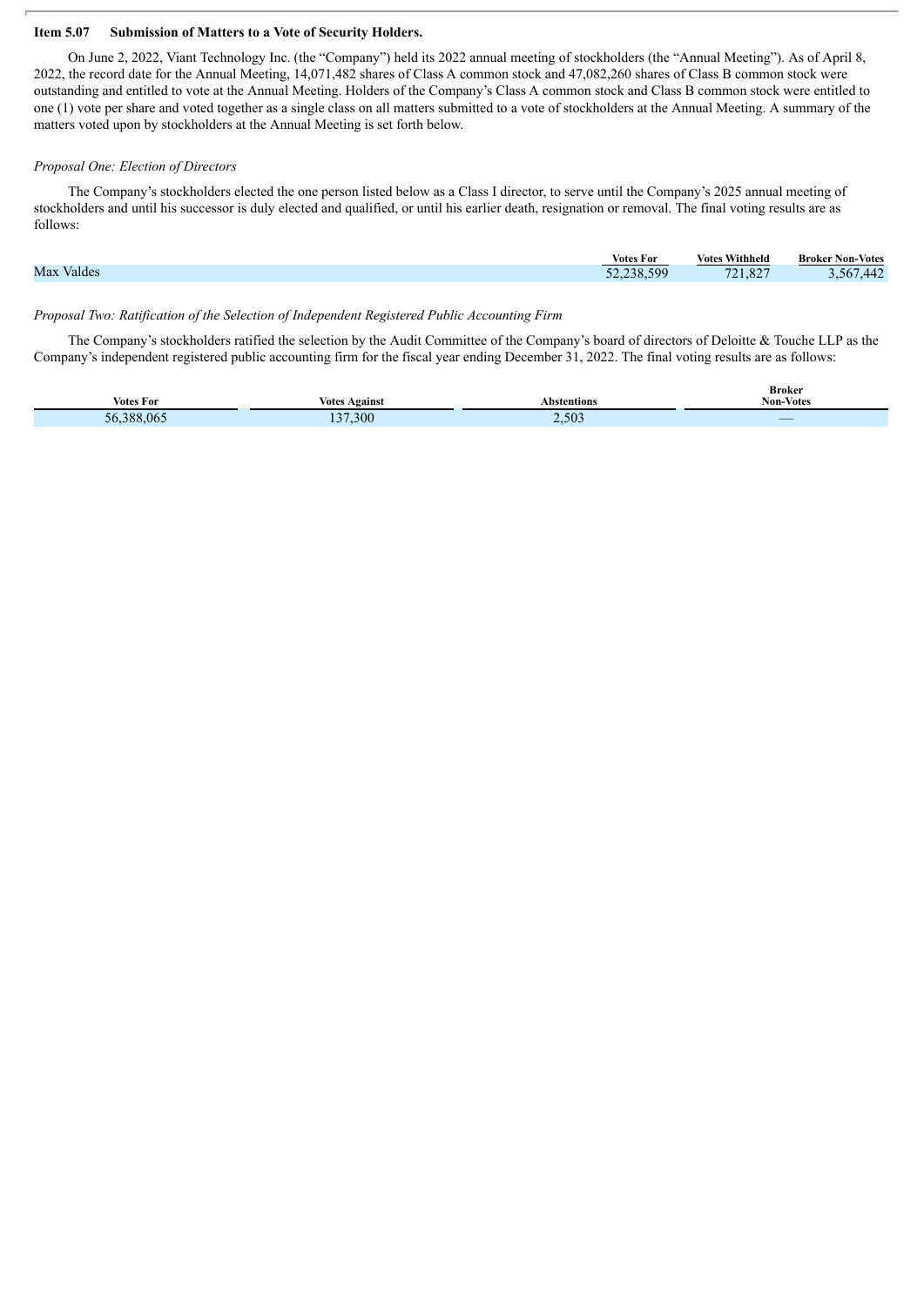**Item 5.07 Submission of Matters to a Vote of Security Holders.**

On June 2, 2022, Viant Technology Inc. (the "Company") held its 2022 annual meeting of stockholders (the "Annual Meeting"). As of April 8, 2022, the record date for the Annual Meeting, 14,071,482 shares of Class A common stock and 47,082,260 shares of Class B common stock were outstanding and entitled to vote at the Annual Meeting. Holders of the Company's Class A common stock and Class B common stock were entitled to one (1) vote per share and voted together as a single class on all matters submitted to a vote of stockholders at the Annual Meeting. A summary of the matters voted upon by stockholders at the Annual Meeting is set forth below.

*Proposal One: Election of Directors*

The Company's stockholders elected the one person listed below as a Class I director, to serve until the Company's 2025 annual meeting of stockholders and until his successor is duly elected and qualified, or until his earlier death, resignation or removal. The final voting results are as follows:

| | Votes For | Votes Withheld | Broker Non-Votes |
|---|---|---|---|
| Max Valdes | 52,238,599 | 721,827 | 3,567,442 |

*Proposal Two: Ratification of the Selection of Independent Registered Public Accounting Firm*

The Company's stockholders ratified the selection by the Audit Committee of the Company's board of directors of Deloitte & Touche LLP as the Company's independent registered public accounting firm for the fiscal year ending December 31, 2022. The final voting results are as follows:

| Votes For | Votes Against | Abstentions | Broker Non-Votes |
|---|---|---|---|
| 56,388,065 | 137,300 | 2,503 | — |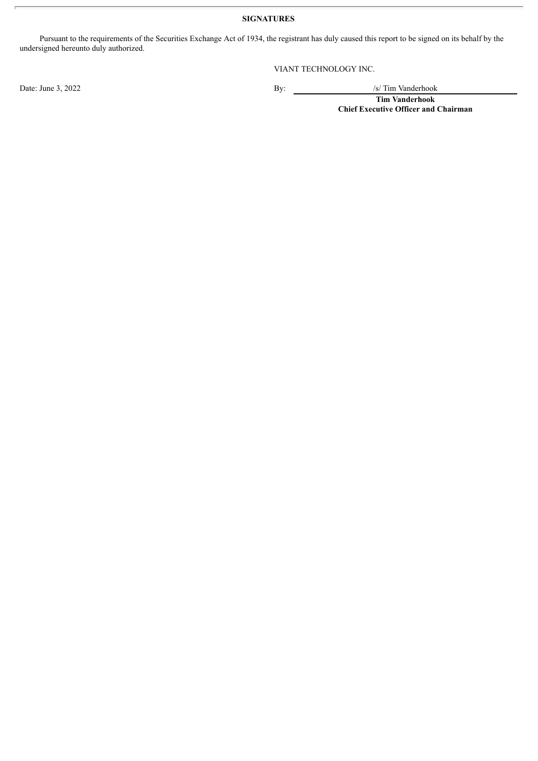**SIGNATURES**

Pursuant to the requirements of the Securities Exchange Act of 1934, the registrant has duly caused this report to be signed on its behalf by the undersigned hereunto duly authorized.

VIANT TECHNOLOGY INC.

Date: June 3, 2022

By: /s/ Tim Vanderhook

**Tim Vanderhook**
**Chief Executive Officer and Chairman**